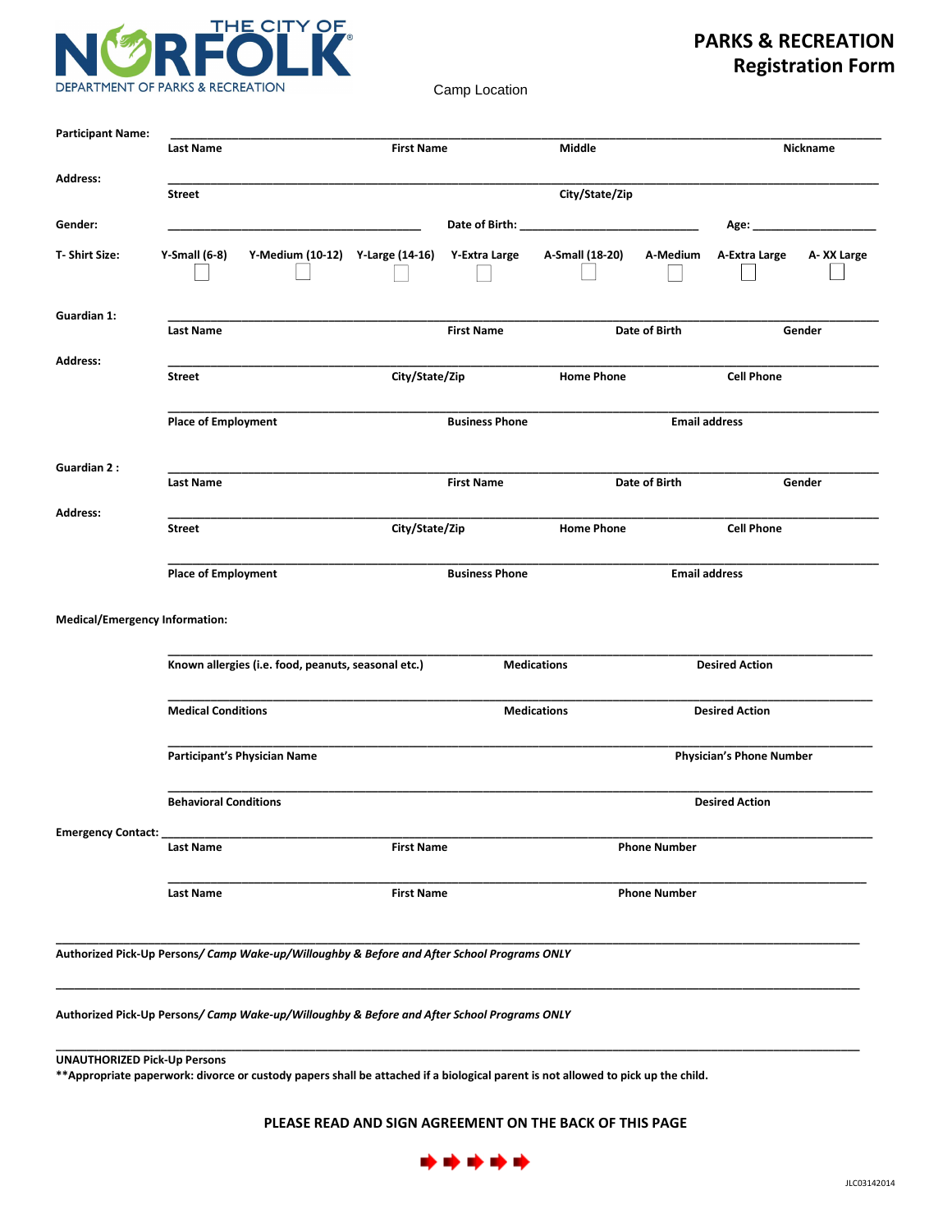THE CITY OF NORFOLK
DEPARTMENT OF PARKS & RECREATION

# PARKS & RECREATION
# Registration Form

Camp Location

**Participant Name:** ______________________________________________
**Last Name** | **First Name** | **Middle** | **Nickname**

**Address:** ______________________________________________
**Street** | **City/State/Zip**

**Gender:** ____________________ **Date of Birth:** ____________________ **Age:** ____________________

**T- Shirt Size:**

| Y-Small (6-8) | Y-Medium (10-12) | Y-Large (14-16) | Y-Extra Large | A-Small (18-20) | A-Medium | A-Extra Large | A- XX Large |
|---|---|---|---|---|---|---|---|
| ☐ | ☐ | ☐ | ☐ | ☐ | ☐ | ☐ | ☐ |

**Guardian 1:** ______________________________________________
**Last Name** | **First Name** | **Date of Birth** | **Gender**

**Address:** ______________________________________________
**Street** | **City/State/Zip** | **Home Phone** | **Cell Phone**

______________________________________________
**Place of Employment** | **Business Phone** | **Email address**

**Guardian 2 :** ______________________________________________
**Last Name** | **First Name** | **Date of Birth** | **Gender**

**Address:** ______________________________________________
**Street** | **City/State/Zip** | **Home Phone** | **Cell Phone**

______________________________________________
**Place of Employment** | **Business Phone** | **Email address**

**Medical/Emergency Information:**

______________________________________________
**Known allergies (i.e. food, peanuts, seasonal etc.)** | **Medications** | **Desired Action**

______________________________________________
**Medical Conditions** | **Medications** | **Desired Action**

______________________________________________
**Participant's Physician Name** | **Physician's Phone Number**

______________________________________________
**Behavioral Conditions** | **Desired Action**

**Emergency Contact:** ______________________________________________
**Last Name** | **First Name** | **Phone Number**

______________________________________________
**Last Name** | **First Name** | **Phone Number**

______________________________________________
**Authorized Pick-Up Persons/** ***Camp Wake-up/Willoughby & Before and After School Programs ONLY***

______________________________________________
**Authorized Pick-Up Persons/** ***Camp Wake-up/Willoughby & Before and After School Programs ONLY***

______________________________________________
**UNAUTHORIZED Pick-Up Persons**
****Appropriate paperwork: divorce or custody papers shall be attached if a biological parent is not allowed to pick up the child.**

**PLEASE READ AND SIGN AGREEMENT ON THE BACK OF THIS PAGE**

JLC03142014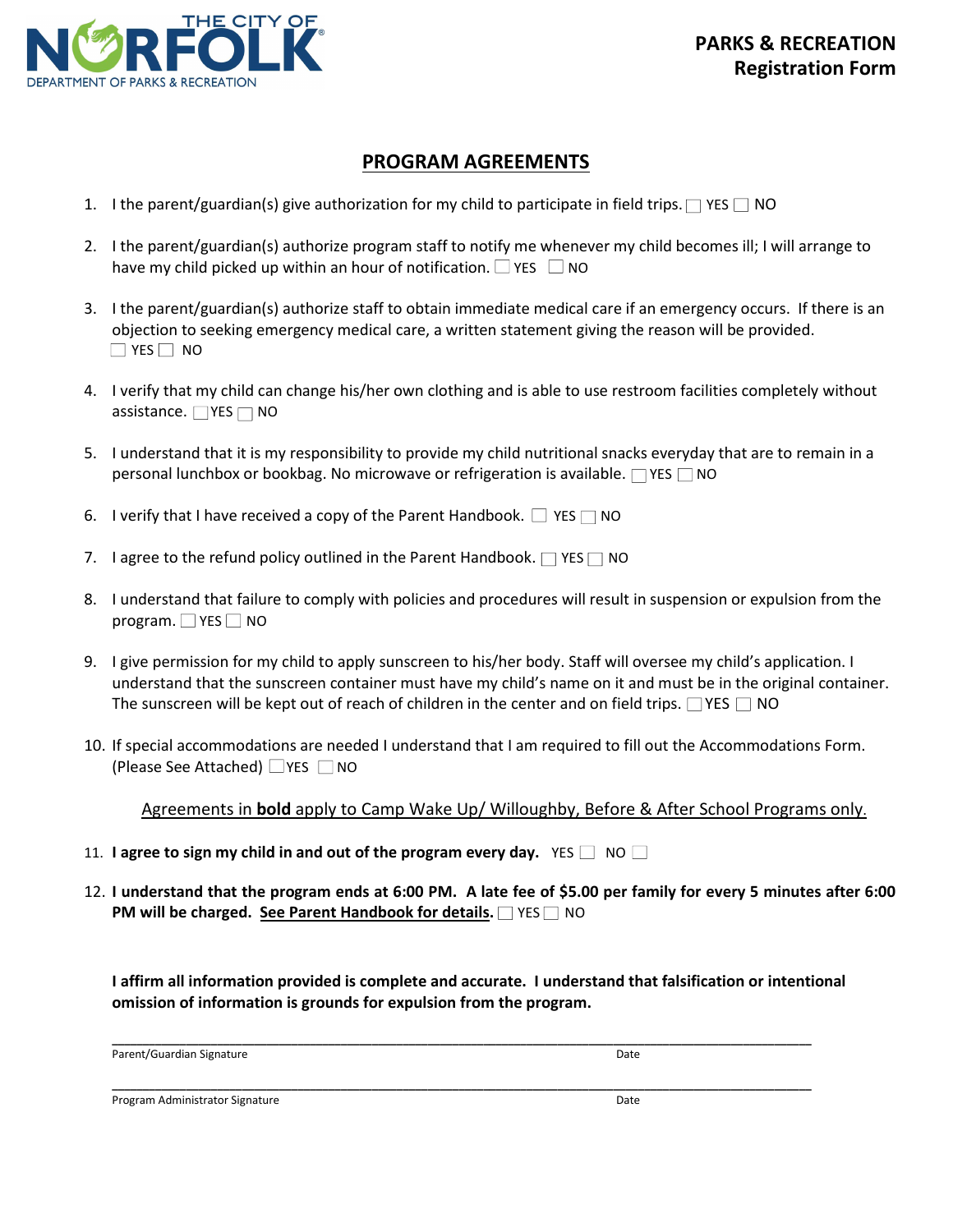THE CITY OF NORFOLK
DEPARTMENT OF PARKS & RECREATION

**PARKS & RECREATION**
**Registration Form**

## PROGRAM AGREEMENTS

1. I the parent/guardian(s) give authorization for my child to participate in field trips. ☐ YES ☐ NO

2. I the parent/guardian(s) authorize program staff to notify me whenever my child becomes ill; I will arrange to have my child picked up within an hour of notification. ☐ YES ☐ NO

3. I the parent/guardian(s) authorize staff to obtain immediate medical care if an emergency occurs. If there is an objection to seeking emergency medical care, a written statement giving the reason will be provided. ☐ YES ☐ NO

4. I verify that my child can change his/her own clothing and is able to use restroom facilities completely without assistance. ☐ YES ☐ NO

5. I understand that it is my responsibility to provide my child nutritional snacks everyday that are to remain in a personal lunchbox or bookbag. No microwave or refrigeration is available. ☐ YES ☐ NO

6. I verify that I have received a copy of the Parent Handbook. ☐ YES ☐ NO

7. I agree to the refund policy outlined in the Parent Handbook. ☐ YES ☐ NO

8. I understand that failure to comply with policies and procedures will result in suspension or expulsion from the program. ☐ YES ☐ NO

9. I give permission for my child to apply sunscreen to his/her body. Staff will oversee my child's application. I understand that the sunscreen container must have my child's name on it and must be in the original container. The sunscreen will be kept out of reach of children in the center and on field trips. ☐ YES ☐ NO

10. If special accommodations are needed I understand that I am required to fill out the Accommodations Form. (Please See Attached) ☐ YES ☐ NO

Agreements in **bold** apply to Camp Wake Up/ Willoughby, Before & After School Programs only.

11. **I agree to sign my child in and out of the program every day.** YES ☐ NO ☐

12. **I understand that the program ends at 6:00 PM. A late fee of $5.00 per family for every 5 minutes after 6:00 PM will be charged. See Parent Handbook for details.** ☐ YES ☐ NO

**I affirm all information provided is complete and accurate. I understand that falsification or intentional omission of information is grounds for expulsion from the program.**

_______________________________________________________________________________

Parent/Guardian Signature Date

_______________________________________________________________________________

Program Administrator Signature Date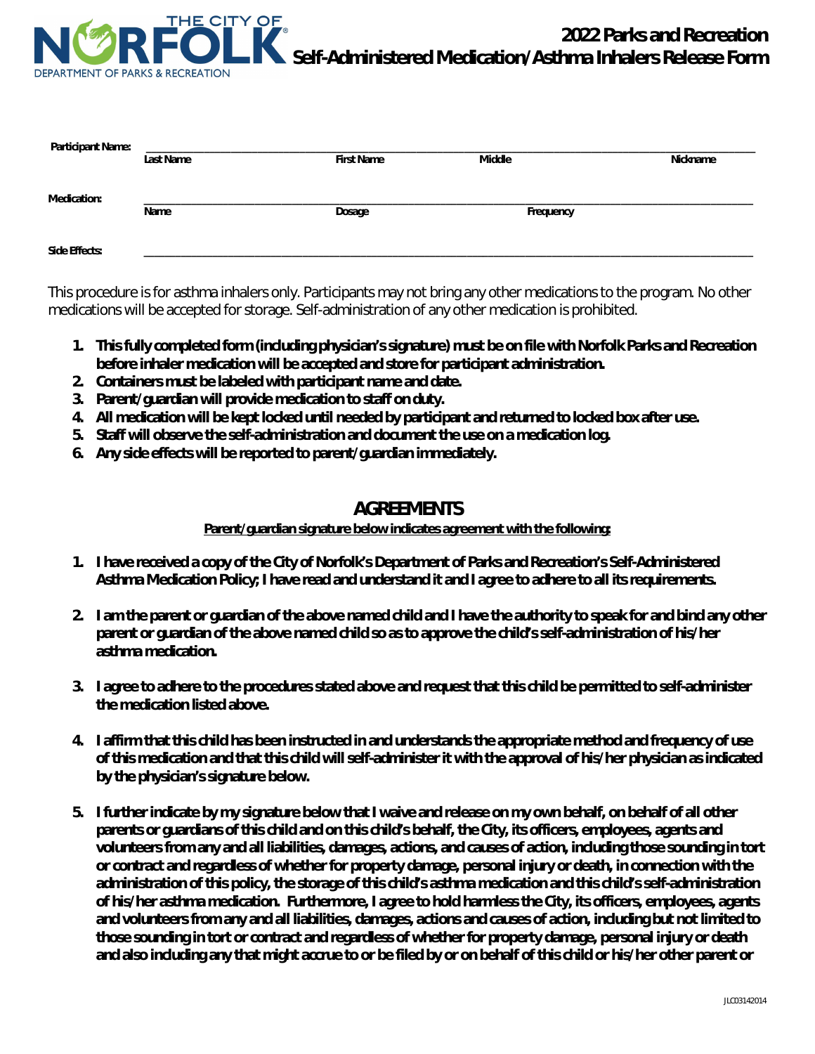THE CITY OF NORFOLK

DEPARTMENT OF PARKS & RECREATION

# 2022 Parks and Recreation Self-Administered Medication/Asthma Inhalers Release Form

**Participant Name:** ______________________________________________________________________

Last Name | First Name | Middle | Nickname

**Medication:** ______________________________________________________________________

Name | Dosage | Frequency

**Side Effects:** ______________________________________________________________________

This procedure is for asthma inhalers only. Participants may not bring any other medications to the program. No other medications will be accepted for storage. Self-administration of any other medication is prohibited.

1. **This fully completed form (including physician's signature) must be on file with Norfolk Parks and Recreation before inhaler medication will be accepted and store for participant administration.**
2. **Containers must be labeled with participant name and date.**
3. **Parent/guardian will provide medication to staff on duty.**
4. **All medication will be kept locked until needed by participant and returned to locked box after use.**
5. **Staff will observe the self-administration and document the use on a medication log.**
6. **Any side effects will be reported to parent/guardian immediately.**

## AGREEMENTS

**Parent/guardian signature below indicates agreement with the following:**

1. **I have received a copy of the City of Norfolk's Department of Parks and Recreation's Self-Administered Asthma Medication Policy; I have read and understand it and I agree to adhere to all its requirements.**

2. **I am the parent or guardian of the above named child and I have the authority to speak for and bind any other parent or guardian of the above named child so as to approve the child's self-administration of his/her asthma medication.**

3. **I agree to adhere to the procedures stated above and request that this child be permitted to self-administer the medication listed above.**

4. **I affirm that this child has been instructed in and understands the appropriate method and frequency of use of this medication and that this child will self-administer it with the approval of his/her physician as indicated by the physician's signature below.**

5. **I further indicate by my signature below that I waive and release on my own behalf, on behalf of all other parents or guardians of this child and on this child's behalf, the City, its officers, employees, agents and volunteers from any and all liabilities, damages, actions, and causes of action, including those sounding in tort or contract and regardless of whether for property damage, personal injury or death, in connection with the administration of this policy, the storage of this child's asthma medication and this child's self-administration of his/her asthma medication. Furthermore, I agree to hold harmless the City, its officers, employees, agents and volunteers from any and all liabilities, damages, actions and causes of action, including but not limited to those sounding in tort or contract and regardless of whether for property damage, personal injury or death and also including any that might accrue to or be filed by or on behalf of this child or his/her other parent or**

JLC03142014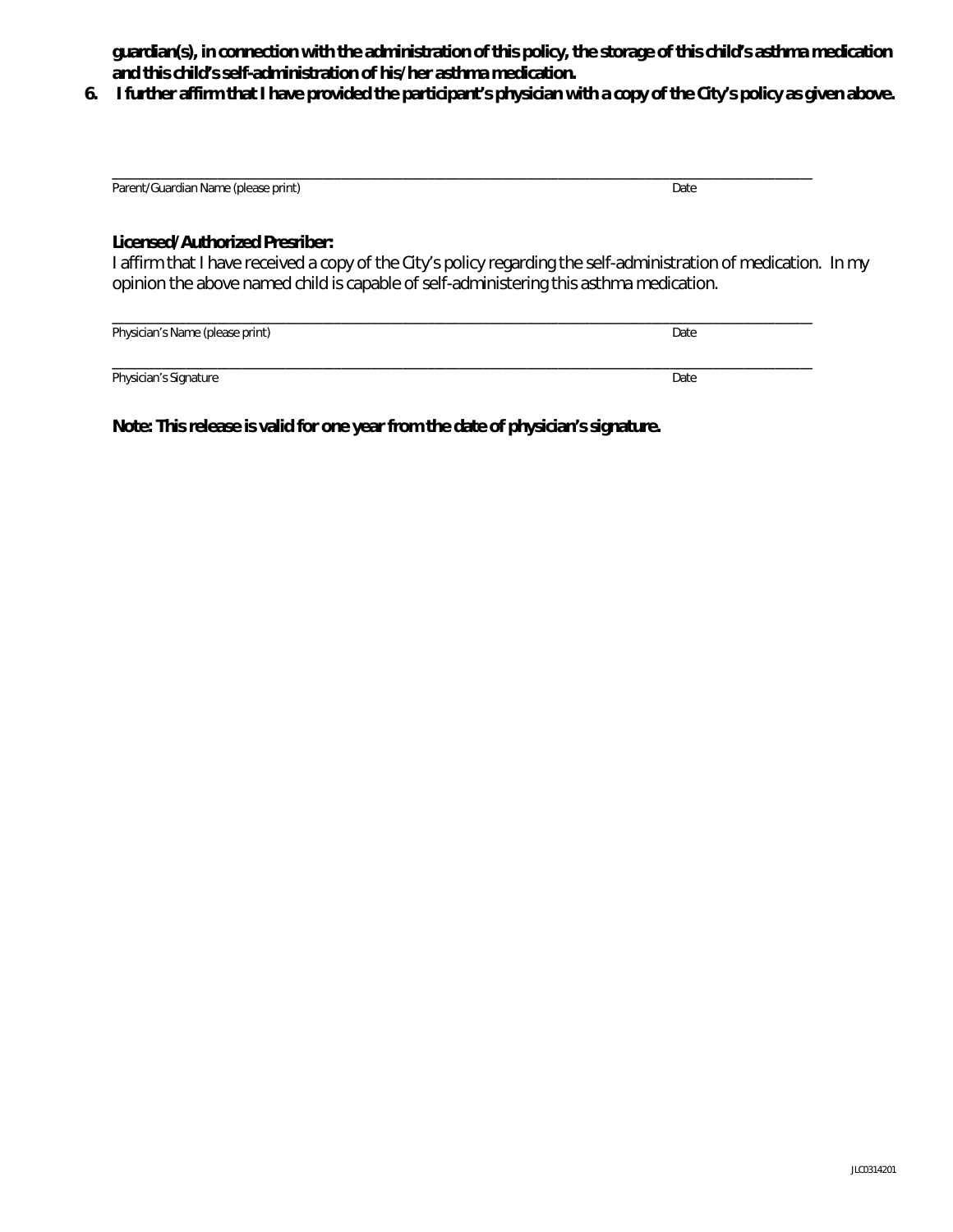**guardian(s), in connection with the administration of this policy, the storage of this child's asthma medication and this child's self-administration of his/her asthma medication.**

6. **I further affirm that I have provided the participant's physician with a copy of the City's policy as given above.**

\_\_\_\_\_\_\_\_\_\_\_\_\_\_\_\_\_\_\_\_\_\_\_\_\_\_\_\_\_\_\_\_\_\_\_\_\_\_\_\_\_\_\_\_\_\_\_\_\_\_\_\_\_\_\_\_\_\_\_\_\_\_\_\_\_\_\_\_\_\_\_\_\_\_\_\_\_\_\_\_\_\_\_\_\_\_\_\_\_\_

Parent/Guardian Name (please print) Date

**Licensed/Authorized Presriber:**

I affirm that I have received a copy of the City's policy regarding the self-administration of medication. In my opinion the above named child is capable of self-administering this asthma medication.

\_\_\_\_\_\_\_\_\_\_\_\_\_\_\_\_\_\_\_\_\_\_\_\_\_\_\_\_\_\_\_\_\_\_\_\_\_\_\_\_\_\_\_\_\_\_\_\_\_\_\_\_\_\_\_\_\_\_\_\_\_\_\_\_\_\_\_\_\_\_\_\_\_\_\_\_\_\_\_\_\_\_\_\_\_\_\_\_\_\_

Physician's Name (please print) Date

\_\_\_\_\_\_\_\_\_\_\_\_\_\_\_\_\_\_\_\_\_\_\_\_\_\_\_\_\_\_\_\_\_\_\_\_\_\_\_\_\_\_\_\_\_\_\_\_\_\_\_\_\_\_\_\_\_\_\_\_\_\_\_\_\_\_\_\_\_\_\_\_\_\_\_\_\_\_\_\_\_\_\_\_\_\_\_\_\_\_

Physician's Signature Date

**Note: This release is valid for one year from the date of physician's signature.**

JLC0314201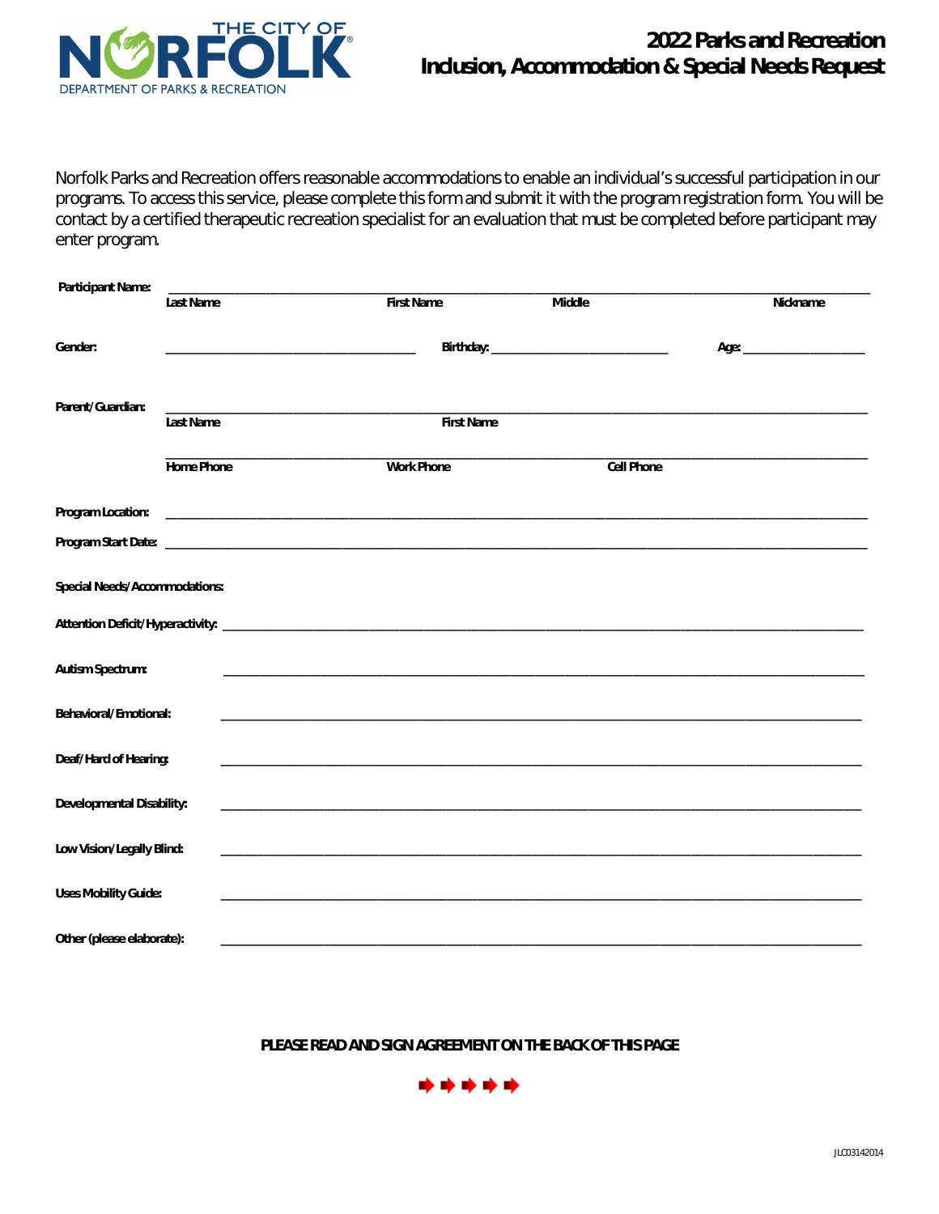THE CITY OF NORFOLK
DEPARTMENT OF PARKS & RECREATION

# 2022 Parks and Recreation Inclusion, Accommodation & Special Needs Request

Norfolk Parks and Recreation offers reasonable accommodations to enable an individual's successful participation in our programs. To access this service, please complete this form and submit it with the program registration form. You will be contact by a certified therapeutic recreation specialist for an evaluation that must be completed before participant may enter program.

**Participant Name:** ______________________________________________
Last Name First Name Middle Nickname

**Gender:** ____________________ **Birthday:** ____________________ **Age:** ______________

**Parent/Guardian:** ______________________________________________
Last Name First Name

______________________________________________
Home Phone Work Phone Cell Phone

**Program Location:** ______________________________________________

**Program Start Date:** ______________________________________________

**Special Needs/Accommodations:**

**Attention Deficit/Hyperactivity:** ______________________________________________

**Autism Spectrum:** ______________________________________________

**Behavioral/Emotional:** ______________________________________________

**Deaf/Hard of Hearing:** ______________________________________________

**Developmental Disability:** ______________________________________________

**Low Vision/Legally Blind:** ______________________________________________

**Uses Mobility Guide:** ______________________________________________

**Other (please elaborate):** ______________________________________________

**PLEASE READ AND SIGN AGREEMENT ON THE BACK OF THIS PAGE**

JLC03142014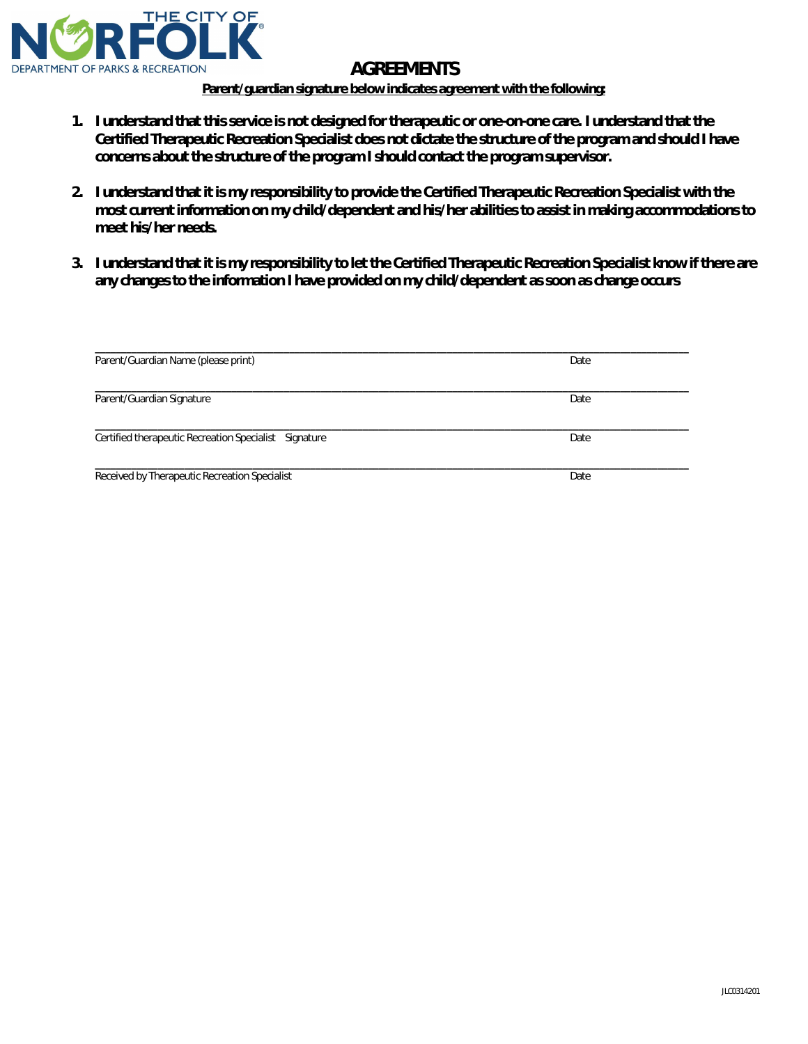THE CITY OF NORFOLK
DEPARTMENT OF PARKS & RECREATION

# AGREEMENTS

**Parent/guardian signature below indicates agreement with the following:**

1. **I understand that this service is not designed for therapeutic or one-on-one care. I understand that the Certified Therapeutic Recreation Specialist does not dictate the structure of the program and should I have concerns about the structure of the program I should contact the program supervisor.**

2. **I understand that it is my responsibility to provide the Certified Therapeutic Recreation Specialist with the most current information on my child/dependent and his/her abilities to assist in making accommodations to meet his/her needs.**

3. **I understand that it is my responsibility to let the Certified Therapeutic Recreation Specialist know if there are any changes to the information I have provided on my child/dependent as soon as change occurs**

______________________________________________________________________________________________
Parent/Guardian Name (please print) Date

______________________________________________________________________________________________
Parent/Guardian Signature Date

______________________________________________________________________________________________
Certified therapeutic Recreation Specialist Signature Date

______________________________________________________________________________________________
Received by Therapeutic Recreation Specialist Date

JLC0314201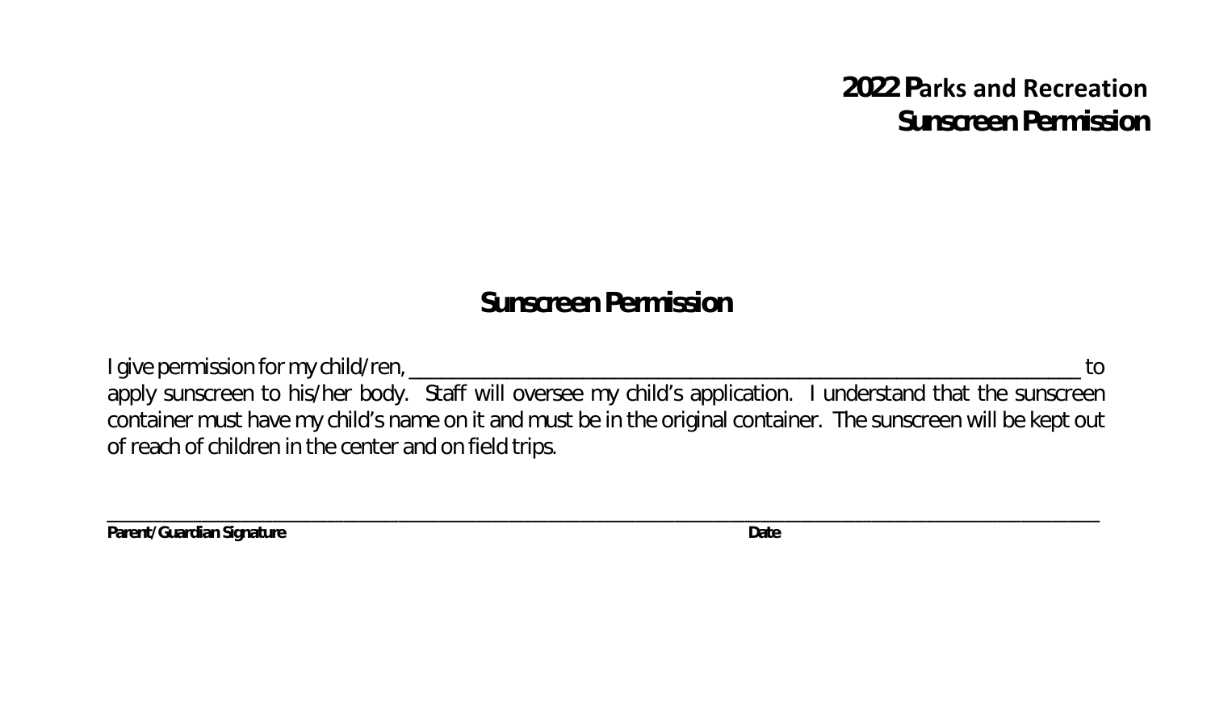**2022 Parks and Recreation**
**Sunscreen Permission**

## Sunscreen Permission

I give permission for my child/ren, ______________________________________________________________ to apply sunscreen to his/her body. Staff will oversee my child's application. I understand that the sunscreen container must have my child's name on it and must be in the original container. The sunscreen will be kept out of reach of children in the center and on field trips.

______________________________________________________________________________________________

**Parent/Guardian Signature** **Date**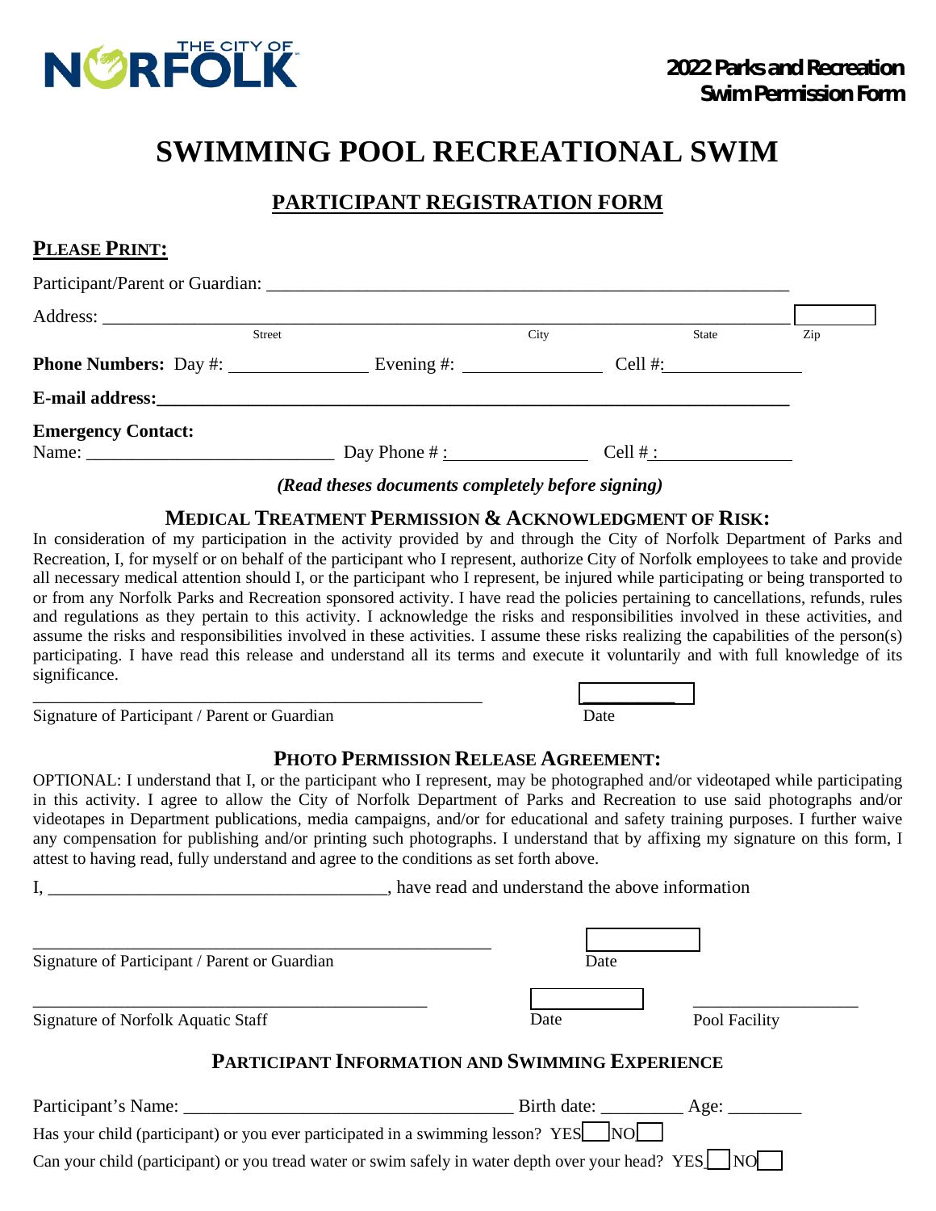THE CITY OF NORFOLK

**2022 Parks and Recreation Swim Permission Form**

# SWIMMING POOL RECREATIONAL SWIM

## PARTICIPANT REGISTRATION FORM

**PLEASE PRINT:**

Participant/Parent or Guardian: ___________________________________________________________

Address: ____________________________________________________________________________ ______
Street City State Zip

**Phone Numbers:** Day #: _______________ Evening #: _______________ Cell #: _______________

**E-mail address:** ___________________________________________________________________

**Emergency Contact:**
Name: ____________________________ Day Phone # : _______________ Cell # : _______________

***(Read theses documents completely before signing)***

### MEDICAL TREATMENT PERMISSION & ACKNOWLEDGMENT OF RISK:

In consideration of my participation in the activity provided by and through the City of Norfolk Department of Parks and Recreation, I, for myself or on behalf of the participant who I represent, authorize City of Norfolk employees to take and provide all necessary medical attention should I, or the participant who I represent, be injured while participating or being transported to or from any Norfolk Parks and Recreation sponsored activity. I have read the policies pertaining to cancellations, refunds, rules and regulations as they pertain to this activity. I acknowledge the risks and responsibilities involved in these activities, and assume the risks and responsibilities involved in these activities. I assume these risks realizing the capabilities of the person(s) participating. I have read this release and understand all its terms and execute it voluntarily and with full knowledge of its significance.

_____________________________________________________ ____________
Signature of Participant / Parent or Guardian Date

### PHOTO PERMISSION RELEASE AGREEMENT:

OPTIONAL: I understand that I, or the participant who I represent, may be photographed and/or videotaped while participating in this activity. I agree to allow the City of Norfolk Department of Parks and Recreation to use said photographs and/or videotapes in Department publications, media campaigns, and/or for educational and safety training purposes. I further waive any compensation for publishing and/or printing such photographs. I understand that by affixing my signature on this form, I attest to having read, fully understand and agree to the conditions as set forth above.

I, ______________________________________, have read and understand the above information

_____________________________________________________ ____________
Signature of Participant / Parent or Guardian Date

_____________________________________________ ____________ __________________
Signature of Norfolk Aquatic Staff Date Pool Facility

### PARTICIPANT INFORMATION AND SWIMMING EXPERIENCE

Participant's Name: ____________________________________ Birth date: _________ Age: ________

Has your child (participant) or you ever participated in a swimming lesson? YES ☐ NO ☐

Can your child (participant) or you tread water or swim safely in water depth over your head? YES ☐ NO ☐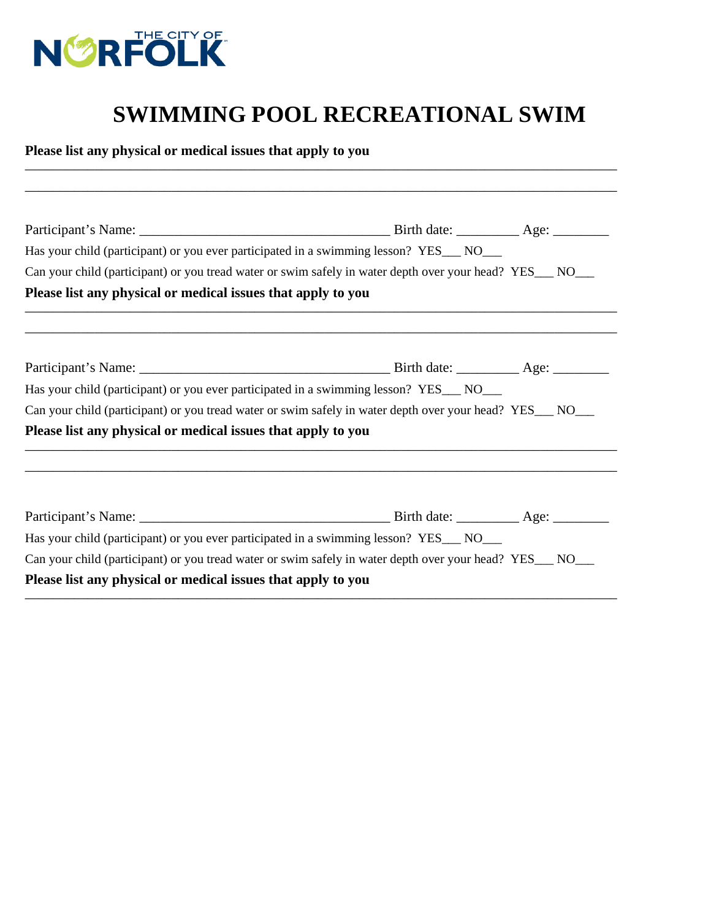THE CITY OF NORFOLK

# SWIMMING POOL RECREATIONAL SWIM

**Please list any physical or medical issues that apply to you**

_____________________________________________________________________________________

_____________________________________________________________________________________

Participant's Name: ___________________________________ Birth date: _________ Age: ________

Has your child (participant) or you ever participated in a swimming lesson? YES___ NO___

Can your child (participant) or you tread water or swim safely in water depth over your head? YES___ NO___

**Please list any physical or medical issues that apply to you**

_____________________________________________________________________________________

_____________________________________________________________________________________

Participant's Name: ___________________________________ Birth date: _________ Age: ________

Has your child (participant) or you ever participated in a swimming lesson? YES___ NO___

Can your child (participant) or you tread water or swim safely in water depth over your head? YES___ NO___

**Please list any physical or medical issues that apply to you**

_____________________________________________________________________________________

_____________________________________________________________________________________

Participant's Name: ___________________________________ Birth date: _________ Age: ________

Has your child (participant) or you ever participated in a swimming lesson? YES___ NO___

Can your child (participant) or you tread water or swim safely in water depth over your head? YES___ NO___

**Please list any physical or medical issues that apply to you**

_____________________________________________________________________________________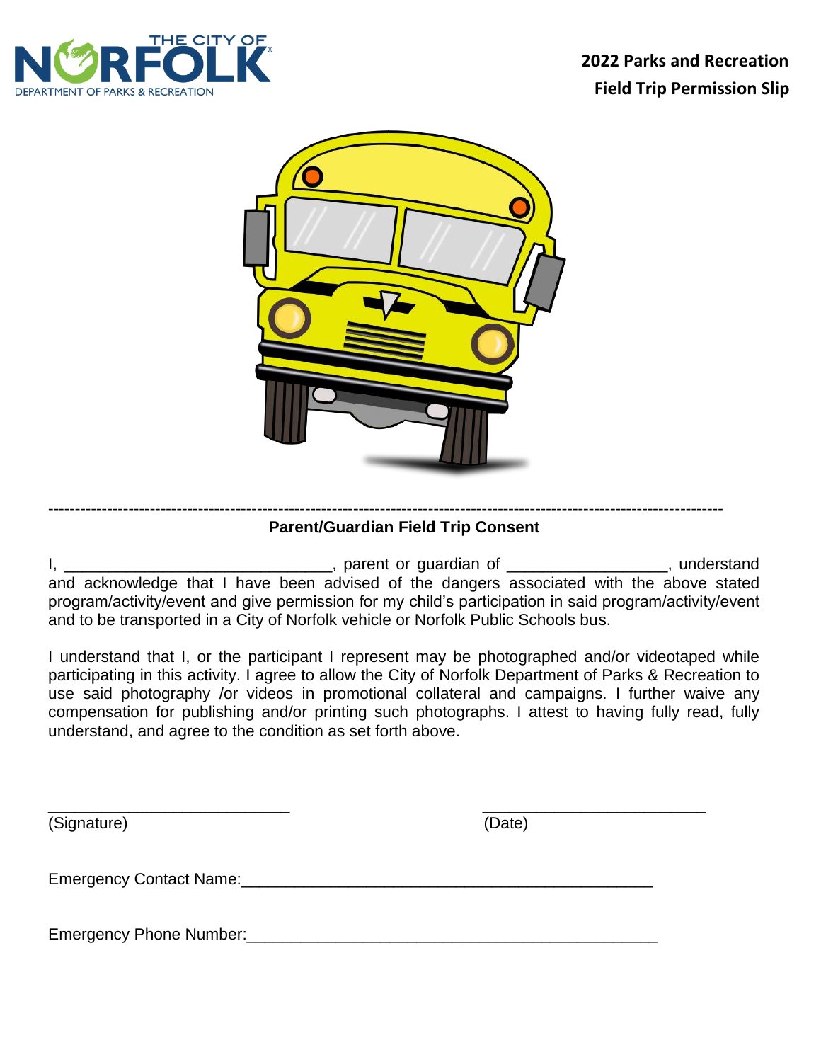# 2022 Parks and Recreation Field Trip Permission Slip

THE CITY OF NORFOLK
DEPARTMENT OF PARKS & RECREATION

---

**Parent/Guardian Field Trip Consent**

I, ______________________________, parent or guardian of _________________, understand and acknowledge that I have been advised of the dangers associated with the above stated program/activity/event and give permission for my child's participation in said program/activity/event and to be transported in a City of Norfolk vehicle or Norfolk Public Schools bus.

I understand that I, or the participant I represent may be photographed and/or videotaped while participating in this activity. I agree to allow the City of Norfolk Department of Parks & Recreation to use said photography /or videos in promotional collateral and campaigns. I further waive any compensation for publishing and/or printing such photographs. I attest to having fully read, fully understand, and agree to the condition as set forth above.

___________________________ (Signature)

_________________________ (Date)

Emergency Contact Name:_______________________________________________

Emergency Phone Number:_______________________________________________